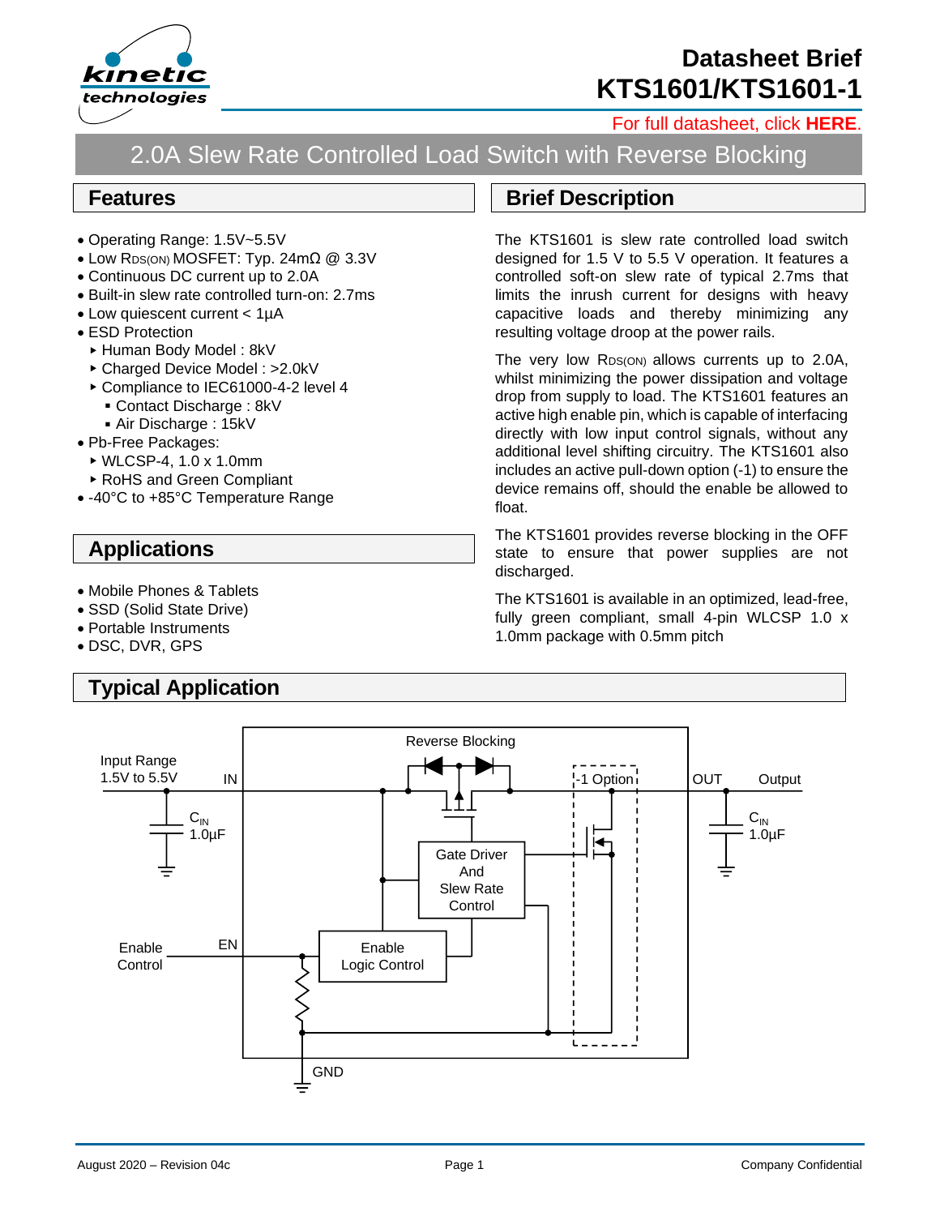# Datasheet Brief KTS1601/KTS1601-1

For full datasheet, click **HERE**.

## 2.0A Slew Rate Controlled Load Switch with Reverse Blocking

## Features

- Operating Range: 1.5V~5.5V
- Low $R_{DS(ON)}$ MOSFET: Typ. 24mΩ @ 3.3V
- Continuous DC current up to 2.0A
- Built-in slew rate controlled turn-on: 2.7ms
- Low quiescent current < 1µA
- ESD Protection
  - Human Body Model : 8kV
  - Charged Device Model : >2.0kV
  - Compliance to IEC61000-4-2 level 4
    - Contact Discharge : 8kV
    - Air Discharge : 15kV
- Pb-Free Packages:
  - WLCSP-4, 1.0 x 1.0mm
  - RoHS and Green Compliant
- -40°C to +85°C Temperature Range

## Applications

- Mobile Phones & Tablets
- SSD (Solid State Drive)
- Portable Instruments
- DSC, DVR, GPS

## Brief Description

The KTS1601 is slew rate controlled load switch designed for 1.5 V to 5.5 V operation. It features a controlled soft-on slew rate of typical 2.7ms that limits the inrush current for designs with heavy capacitive loads and thereby minimizing any resulting voltage droop at the power rails.

The very low $R_{DS(ON)}$ allows currents up to 2.0A, whilst minimizing the power dissipation and voltage drop from supply to load. The KTS1601 features an active high enable pin, which is capable of interfacing directly with low input control signals, without any additional level shifting circuitry. The KTS1601 also includes an active pull-down option (-1) to ensure the device remains off, should the enable be allowed to float.

The KTS1601 provides reverse blocking in the OFF state to ensure that power supplies are not discharged.

The KTS1601 is available in an optimized, lead-free, fully green compliant, small 4-pin WLCSP 1.0 x 1.0mm package with 0.5mm pitch

## Typical Application

Input Range 1.5V to 5.5V — IN — $C_{IN}$ 1.0µF — Reverse Blocking — Gate Driver And Slew Rate Control — -1 Option — OUT — Output — $C_{IN}$ 1.0µF — Enable Control — EN — Enable Logic Control — GND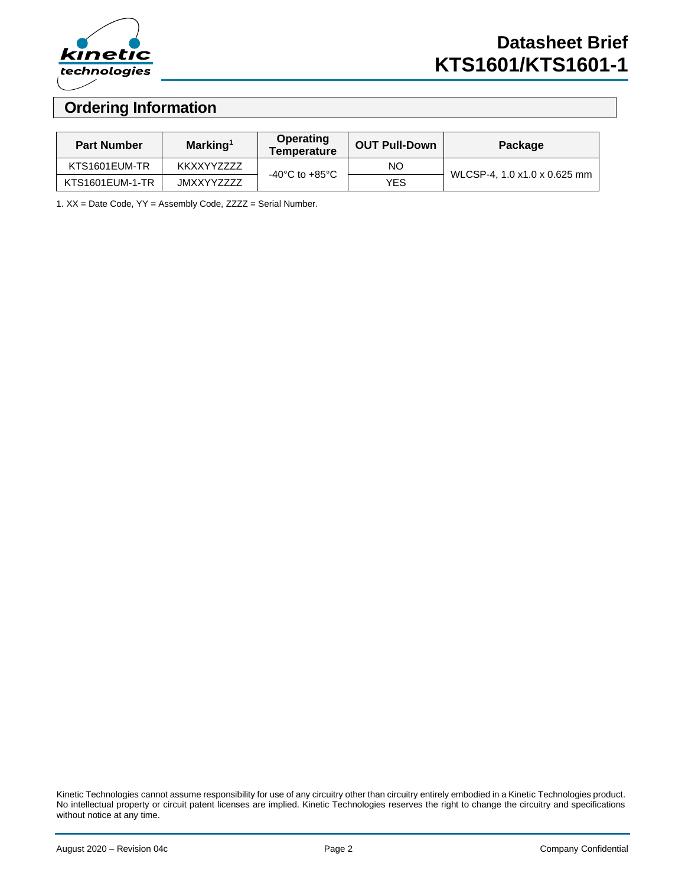## Ordering Information

| Part Number | Marking[1] | Operating Temperature | OUT Pull-Down | Package |
|---|---|---|---|---|
| KTS1601EUM-TR | KKXXYYZZZZ | -40°C to +85°C | NO | WLCSP-4, 1.0 x1.0 x 0.625 mm |
| KTS1601EUM-1-TR | JMXXYYZZZZ | | YES | |

1. XX = Date Code, YY = Assembly Code, ZZZZ = Serial Number.

Kinetic Technologies cannot assume responsibility for use of any circuitry other than circuitry entirely embodied in a Kinetic Technologies product. No intellectual property or circuit patent licenses are implied. Kinetic Technologies reserves the right to change the circuitry and specifications without notice at any time.